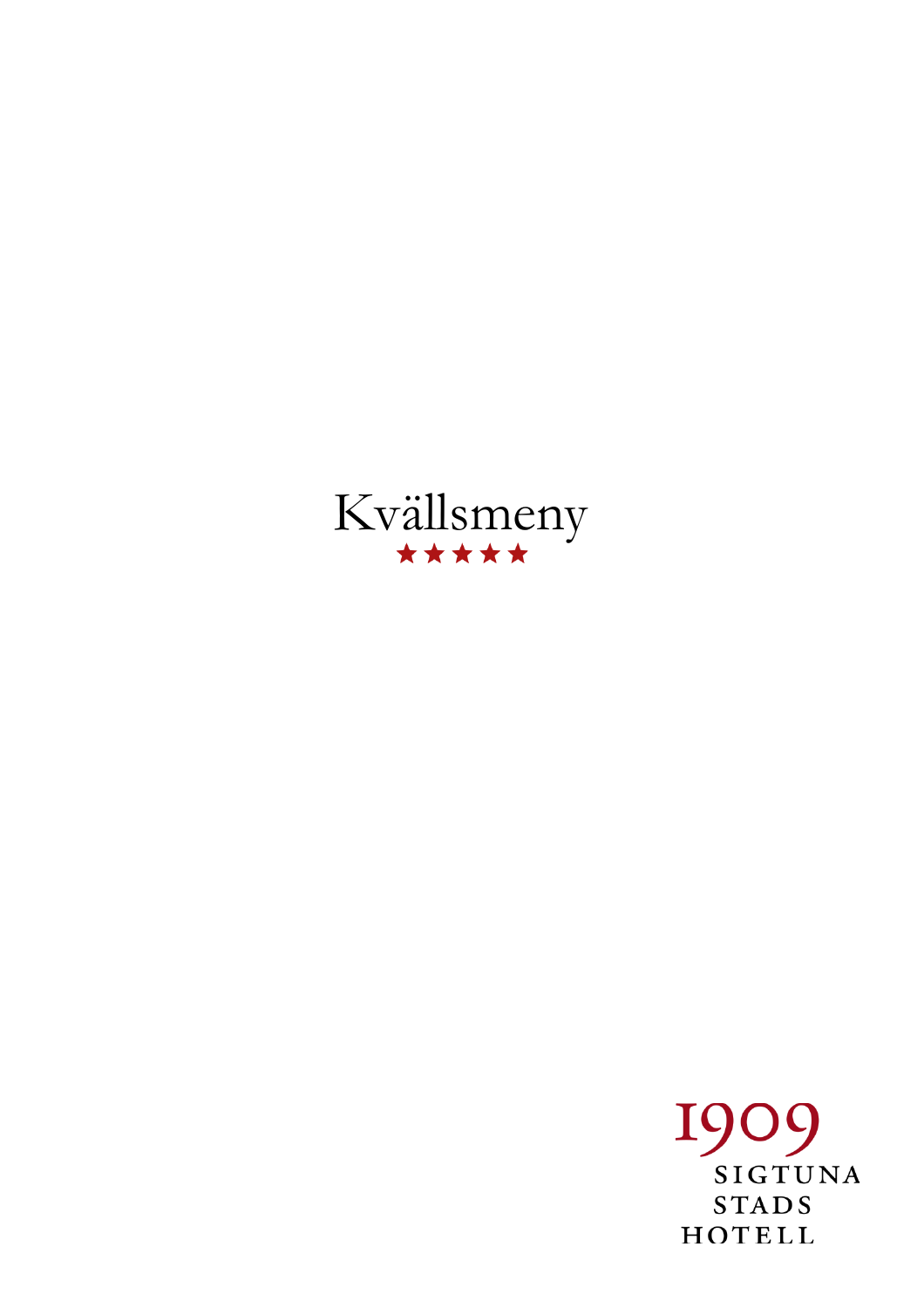# Kvällsmeny

★★★★★

1909
SIGTUNA
STADS
HOTELL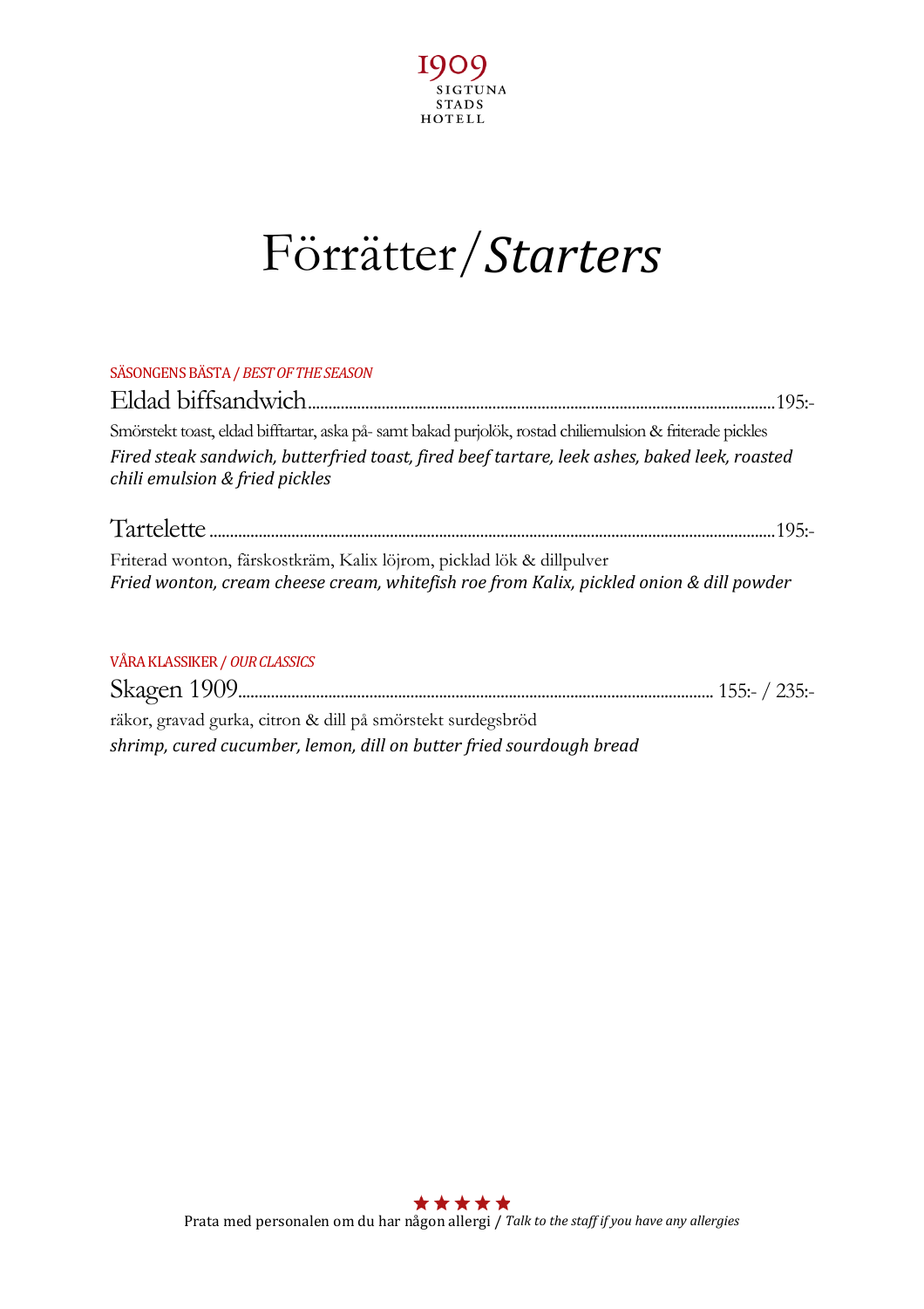1909
SIGTUNA
STADS
HOTELL

# Förrätter/*Starters*

SÄSONGENS BÄSTA / *BEST OF THE SEASON*

## Eldad biffsandwich ........ 195:-

Smörstekt toast, eldad bifftartar, aska på- samt bakad purjolök, rostad chiliemulsion & friterade pickles
***Fired steak sandwich, butterfried toast, fired beef tartare, leek ashes, baked leek, roasted chili emulsion & fried pickles***

## Tartelette ........ 195:-

Friterad wonton, färskostkräm, Kalix löjrom, picklad lök & dillpulver
***Fried wonton, cream cheese cream, whitefish roe from Kalix, pickled onion & dill powder***

VÅRA KLASSIKER / *OUR CLASSICS*

## Skagen 1909 ........ 155:- / 235:-

räkor, gravad gurka, citron & dill på smörstekt surdegsbröd
***shrimp, cured cucumber, lemon, dill on butter fried sourdough bread***

★★★★★
Prata med personalen om du har någon allergi / *Talk to the staff if you have any allergies*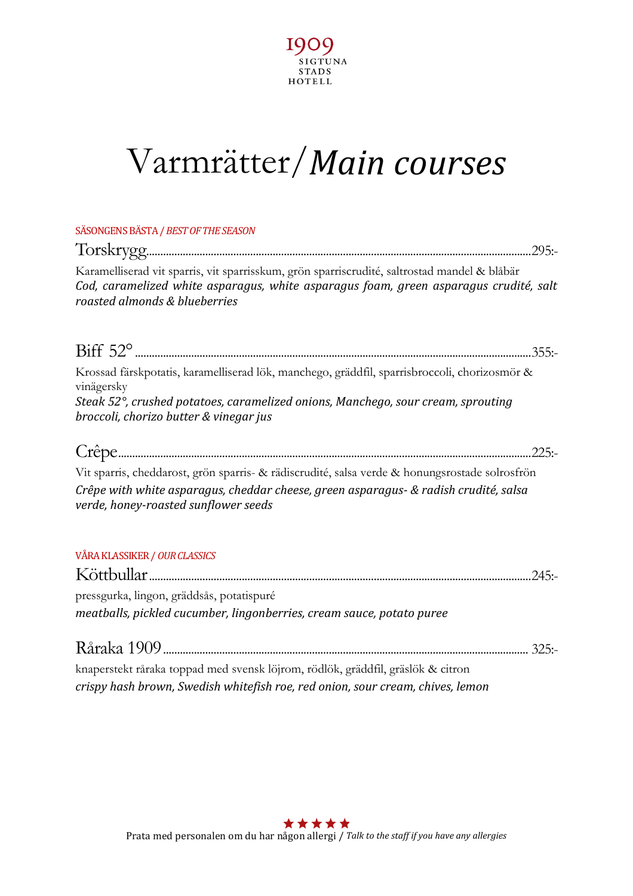1909
SIGTUNA
STADS
HOTELL

# Varmrätter/*Main courses*

SÄSONGENS BÄSTA / *BEST OF THE SEASON*

## Torskrygg ................................................ 295:-

Karamelliserad vit sparris, vit sparrisskum, grön sparriscrudité, saltrostad mandel & blåbär
*Cod, caramelized white asparagus, white asparagus foam, green asparagus crudité, salt roasted almonds & blueberries*

## Biff 52° ................................................ 355:-

Krossad färskpotatis, karamelliserad lök, manchego, gräddfil, sparrisbroccoli, chorizosmör & vinägersky
*Steak 52°, crushed potatoes, caramelized onions, Manchego, sour cream, sprouting broccoli, chorizo butter & vinegar jus*

## Crêpe ................................................ 225:-

Vit sparris, cheddarost, grön sparris- & rädiscrudité, salsa verde & honungsrostade solrosfrön
*Crêpe with white asparagus, cheddar cheese, green asparagus- & radish crudité, salsa verde, honey-roasted sunflower seeds*

VÅRA KLASSIKER / *OUR CLASSICS*

## Köttbullar ................................................ 245:-

pressgurka, lingon, gräddsås, potatispuré
*meatballs, pickled cucumber, lingonberries, cream sauce, potato puree*

## Råraka 1909 ................................................ 325:-

knaperstekt råraka toppad med svensk löjrom, rödlök, gräddfil, gräslök & citron
*crispy hash brown, Swedish whitefish roe, red onion, sour cream, chives, lemon*

★★★★★
Prata med personalen om du har någon allergi / *Talk to the staff if you have any allergies*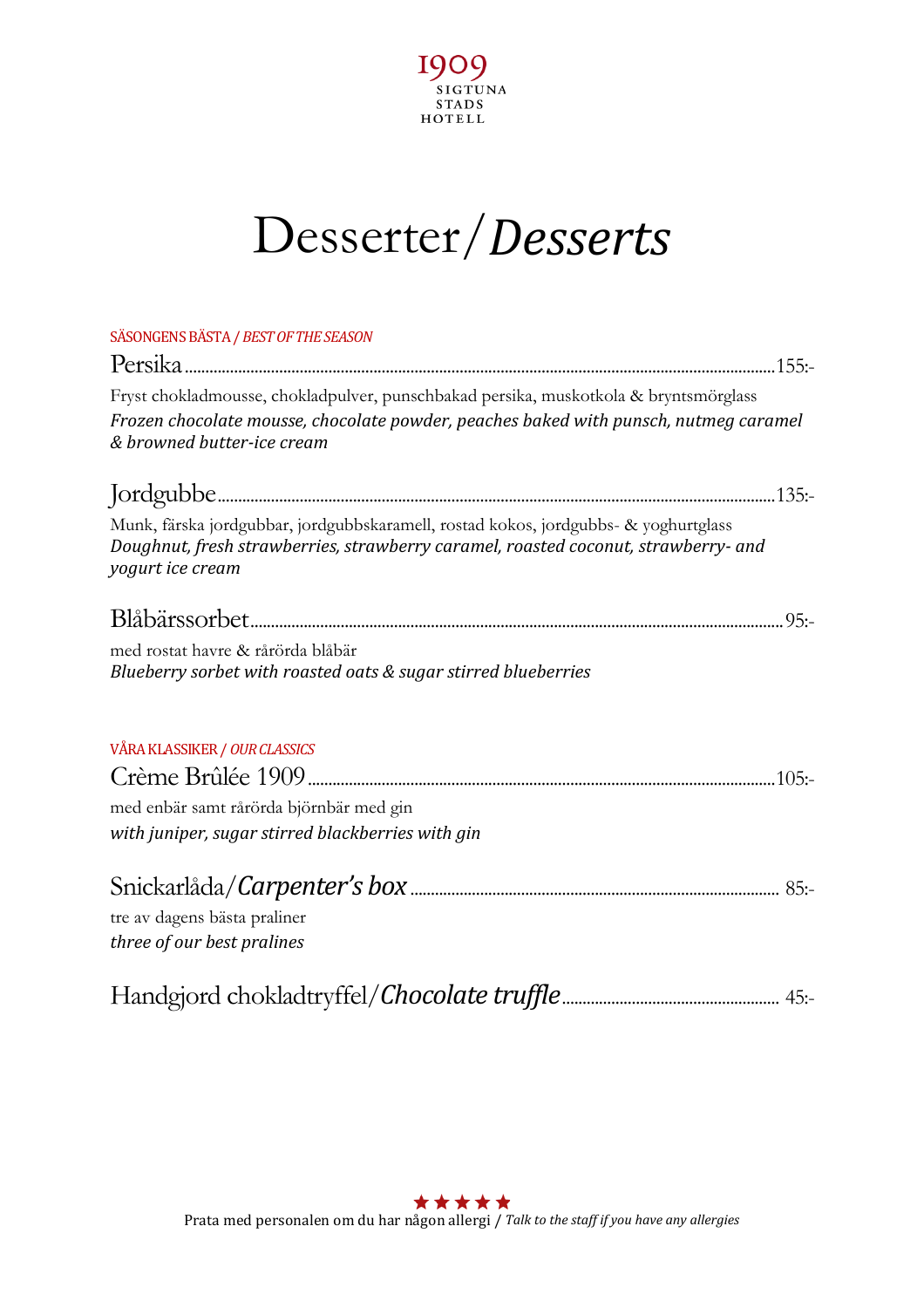1909
SIGTUNA
STADS
HOTELL

# Desserter/*Desserts*

## SÄSONGENS BÄSTA / *BEST OF THE SEASON*

### Persika ..... 155:-

Fryst chokladmousse, chokladpulver, punschbakad persika, muskotkola & bryntsmörglass
*Frozen chocolate mousse, chocolate powder, peaches baked with punsch, nutmeg caramel & browned butter-ice cream*

### Jordgubbe ..... 135:-

Munk, färska jordgubbar, jordgubbskaramell, rostad kokos, jordgubbs- & yoghurtglass
*Doughnut, fresh strawberries, strawberry caramel, roasted coconut, strawberry- and yogurt ice cream*

### Blåbärssorbet ..... 95:-

med rostat havre & rårörda blåbär
*Blueberry sorbet with roasted oats & sugar stirred blueberries*

## VÅRA KLASSIKER / *OUR CLASSICS*

### Crème Brûlée 1909 ..... 105:-

med enbär samt rårörda björnbär med gin
*with juniper, sugar stirred blackberries with gin*

### Snickarlåda/*Carpenter's box* ..... 85:-

tre av dagens bästa praliner
*three of our best pralines*

### Handgjord chokladtryffel/*Chocolate truffle* ..... 45:-

★★★★★
Prata med personalen om du har någon allergi / *Talk to the staff if you have any allergies*